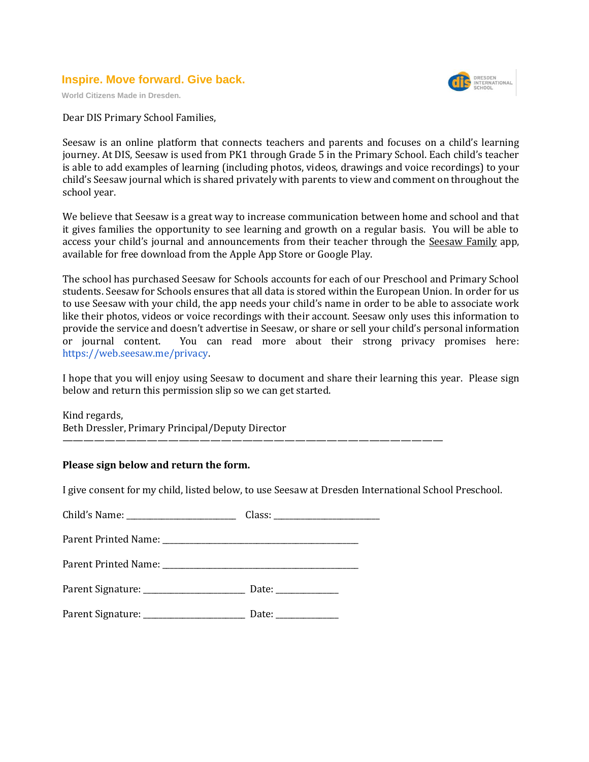**Inspire. Move forward. Give back.**

World Citizens Made in Dresden.

Dear DIS Primary School Families,

Seesaw is an online platform that connects teachers and parents and focuses on a child's learning journey. At DIS, Seesaw is used from PK1 through Grade 5 in the Primary School. Each child's teacher is able to add examples of learning (including photos, videos, drawings and voice recordings) to your child's Seesaw journal which is shared privately with parents to view and comment on throughout the school year.

We believe that Seesaw is a great way to increase communication between home and school and that it gives families the opportunity to see learning and growth on a regular basis. You will be able to access your child's journal and announcements from their teacher through the Seesaw Family app, available for free download from the Apple App Store or Google Play.

The school has purchased Seesaw for Schools accounts for each of our Preschool and Primary School students. Seesaw for Schools ensures that all data is stored within the European Union. In order for us to use Seesaw with your child, the app needs your child's name in order to be able to associate work like their photos, videos or voice recordings with their account. Seesaw only uses this information to provide the service and doesn't advertise in Seesaw, or share or sell your child's personal information or journal content. You can read more about their strong privacy promises here: https://web.seesaw.me/privacy.

I hope that you will enjoy using Seesaw to document and share their learning this year. Please sign below and return this permission slip so we can get started.

Kind regards,
Beth Dressler, Primary Principal/Deputy Director

---

**Please sign below and return the form.**

I give consent for my child, listed below, to use Seesaw at Dresden International School Preschool.

Child's Name: ________________________ Class: ________________________

Parent Printed Name: ____________________________________________

Parent Printed Name: ____________________________________________

Parent Signature: _______________________ Date: ______________

Parent Signature: _______________________ Date: ______________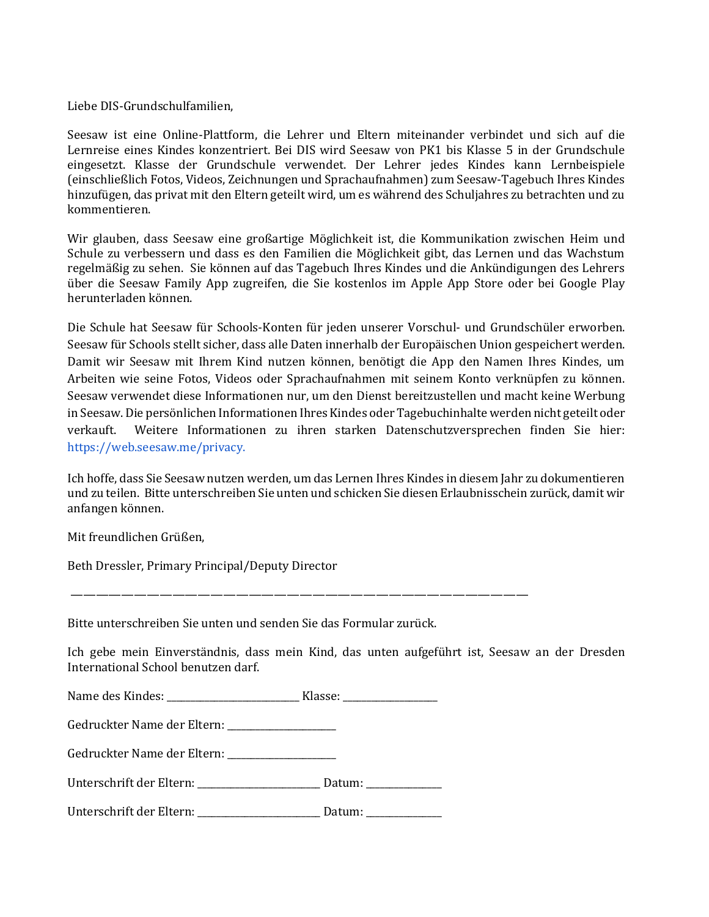Liebe DIS-Grundschulfamilien,

Seesaw ist eine Online-Plattform, die Lehrer und Eltern miteinander verbindet und sich auf die Lernreise eines Kindes konzentriert. Bei DIS wird Seesaw von PK1 bis Klasse 5 in der Grundschule eingesetzt. Klasse der Grundschule verwendet. Der Lehrer jedes Kindes kann Lernbeispiele (einschließlich Fotos, Videos, Zeichnungen und Sprachaufnahmen) zum Seesaw-Tagebuch Ihres Kindes hinzufügen, das privat mit den Eltern geteilt wird, um es während des Schuljahres zu betrachten und zu kommentieren.

Wir glauben, dass Seesaw eine großartige Möglichkeit ist, die Kommunikation zwischen Heim und Schule zu verbessern und dass es den Familien die Möglichkeit gibt, das Lernen und das Wachstum regelmäßig zu sehen. Sie können auf das Tagebuch Ihres Kindes und die Ankündigungen des Lehrers über die Seesaw Family App zugreifen, die Sie kostenlos im Apple App Store oder bei Google Play herunterladen können.

Die Schule hat Seesaw für Schools-Konten für jeden unserer Vorschul- und Grundschüler erworben. Seesaw für Schools stellt sicher, dass alle Daten innerhalb der Europäischen Union gespeichert werden. Damit wir Seesaw mit Ihrem Kind nutzen können, benötigt die App den Namen Ihres Kindes, um Arbeiten wie seine Fotos, Videos oder Sprachaufnahmen mit seinem Konto verknüpfen zu können. Seesaw verwendet diese Informationen nur, um den Dienst bereitzustellen und macht keine Werbung in Seesaw. Die persönlichen Informationen Ihres Kindes oder Tagebuchinhalte werden nicht geteilt oder verkauft. Weitere Informationen zu ihren starken Datenschutzversprechen finden Sie hier: https://web.seesaw.me/privacy.

Ich hoffe, dass Sie Seesaw nutzen werden, um das Lernen Ihres Kindes in diesem Jahr zu dokumentieren und zu teilen. Bitte unterschreiben Sie unten und schicken Sie diesen Erlaubnisschein zurück, damit wir anfangen können.

Mit freundlichen Grüßen,

Beth Dressler, Primary Principal/Deputy Director

---

Bitte unterschreiben Sie unten und senden Sie das Formular zurück.

Ich gebe mein Einverständnis, dass mein Kind, das unten aufgeführt ist, Seesaw an der Dresden International School benutzen darf.

Name des Kindes: ____________________ Klasse: ________________

Gedruckter Name der Eltern: ____________________

Gedruckter Name der Eltern: ____________________

Unterschrift der Eltern: ____________________ Datum: ______________

Unterschrift der Eltern: ____________________ Datum: ______________